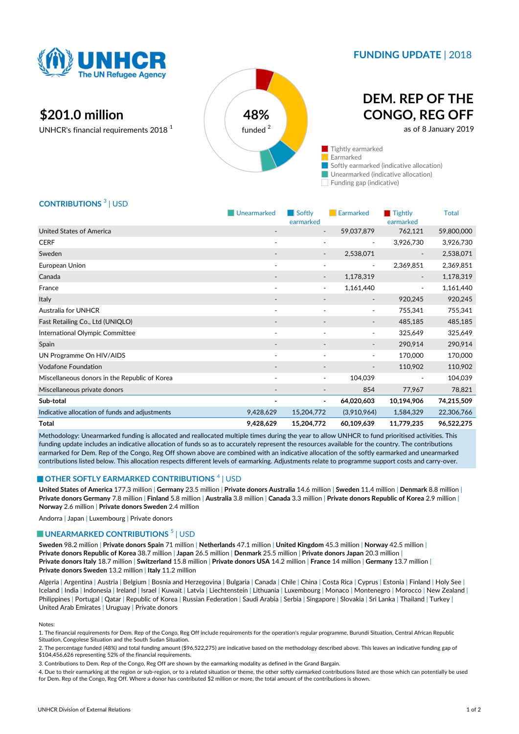# UNHCR The UN Refugee Agency

**FUNDING UPDATE** | 2018

# DEM. REP OF THE CONGO, REG OFF

as of 8 January 2019

## $201.0 million

UNHCR's financial requirements 2018 [1]

48% funded [2]

- Tightly earmarked
- Earmarked
- Softly earmarked (indicative allocation)
- Unearmarked (indicative allocation)
- Funding gap (indicative)

## CONTRIBUTIONS [3] | USD

| | Unearmarked | Softly earmarked | Earmarked | Tightly earmarked | Total |
|---|---|---|---|---|---|
| United States of America | - | - | 59,037,879 | 762,121 | 59,800,000 |
| CERF | - | - | - | 3,926,730 | 3,926,730 |
| Sweden | - | - | 2,538,071 | - | 2,538,071 |
| European Union | - | - | - | 2,369,851 | 2,369,851 |
| Canada | - | - | 1,178,319 | - | 1,178,319 |
| France | - | - | 1,161,440 | - | 1,161,440 |
| Italy | - | - | - | 920,245 | 920,245 |
| Australia for UNHCR | - | - | - | 755,341 | 755,341 |
| Fast Retailing Co., Ltd (UNIQLO) | - | - | - | 485,185 | 485,185 |
| International Olympic Committee | - | - | - | 325,649 | 325,649 |
| Spain | - | - | - | 290,914 | 290,914 |
| UN Programme On HIV/AIDS | - | - | - | 170,000 | 170,000 |
| Vodafone Foundation | - | - | - | 110,902 | 110,902 |
| Miscellaneous donors in the Republic of Korea | - | - | 104,039 | - | 104,039 |
| Miscellaneous private donors | - | - | 854 | 77,967 | 78,821 |
| **Sub-total** | **-** | **-** | **64,020,603** | **10,194,906** | **74,215,509** |
| Indicative allocation of funds and adjustments | 9,428,629 | 15,204,772 | (3,910,964) | 1,584,329 | 22,306,766 |
| **Total** | **9,428,629** | **15,204,772** | **60,109,639** | **11,779,235** | **96,522,275** |

Methodology: Unearmarked funding is allocated and reallocated multiple times during the year to allow UNHCR to fund prioritised activities. This funding update includes an indicative allocation of funds so as to accurately represent the resources available for the country. The contributions earmarked for Dem. Rep of the Congo, Reg Off shown above are combined with an indicative allocation of the softly earmarked and unearmarked contributions listed below. This allocation respects different levels of earmarking. Adjustments relate to programme support costs and carry-over.

## OTHER SOFTLY EARMARKED CONTRIBUTIONS [4] | USD

**United States of America** 177.3 million | **Germany** 23.5 million | **Private donors Australia** 14.6 million | **Sweden** 11.4 million | **Denmark** 8.8 million | **Private donors Germany** 7.8 million | **Finland** 5.8 million | **Australia** 3.8 million | **Canada** 3.3 million | **Private donors Republic of Korea** 2.9 million | **Norway** 2.6 million | **Private donors Sweden** 2.4 million

Andorra | Japan | Luxembourg | Private donors

## UNEARMARKED CONTRIBUTIONS [5] | USD

**Sweden** 98.2 million | **Private donors Spain** 71 million | **Netherlands** 47.1 million | **United Kingdom** 45.3 million | **Norway** 42.5 million | **Private donors Republic of Korea** 38.7 million | **Japan** 26.5 million | **Denmark** 25.5 million | **Private donors Japan** 20.3 million | **Private donors Italy** 18.7 million | **Switzerland** 15.8 million | **Private donors USA** 14.2 million | **France** 14 million | **Germany** 13.7 million | **Private donors Sweden** 13.2 million | **Italy** 11.2 million

Algeria | Argentina | Austria | Belgium | Bosnia and Herzegovina | Bulgaria | Canada | Chile | China | Costa Rica | Cyprus | Estonia | Finland | Holy See | Iceland | India | Indonesia | Ireland | Israel | Kuwait | Latvia | Liechtenstein | Lithuania | Luxembourg | Monaco | Montenegro | Morocco | New Zealand | Philippines | Portugal | Qatar | Republic of Korea | Russian Federation | Saudi Arabia | Serbia | Singapore | Slovakia | Sri Lanka | Thailand | Turkey | United Arab Emirates | Uruguay | Private donors

Notes:

1. The financial requirements for Dem. Rep of the Congo, Reg Off include requirements for the operation's regular programme, Burundi Situation, Central African Republic Situation, Congolese Situation and the South Sudan Situation.
2. The percentage funded (48%) and total funding amount ($96,522,275) are indicative based on the methodology described above. This leaves an indicative funding gap of $104,456,626 representing 52% of the financial requirements.
3. Contributions to Dem. Rep of the Congo, Reg Off are shown by the earmarking modality as defined in the Grand Bargain.
4. Due to their earmarking at the region or sub-region, or to a related situation or theme, the other softly earmarked contributions listed are those which can potentially be used for Dem. Rep of the Congo, Reg Off. Where a donor has contributed $2 million or more, the total amount of the contributions is shown.

UNHCR Division of External Relations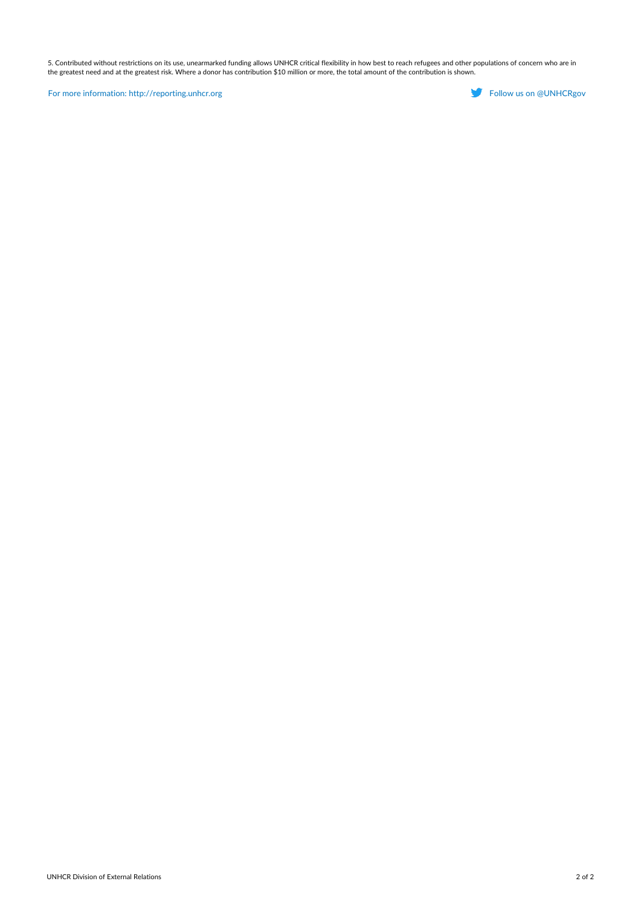5. Contributed without restrictions on its use, unearmarked funding allows UNHCR critical flexibility in how best to reach refugees and other populations of concern who are in the greatest need and at the greatest risk. Where a donor has contribution $10 million or more, the total amount of the contribution is shown.

For more information: http://reporting.unhcr.org

Follow us on @UNHCRgov